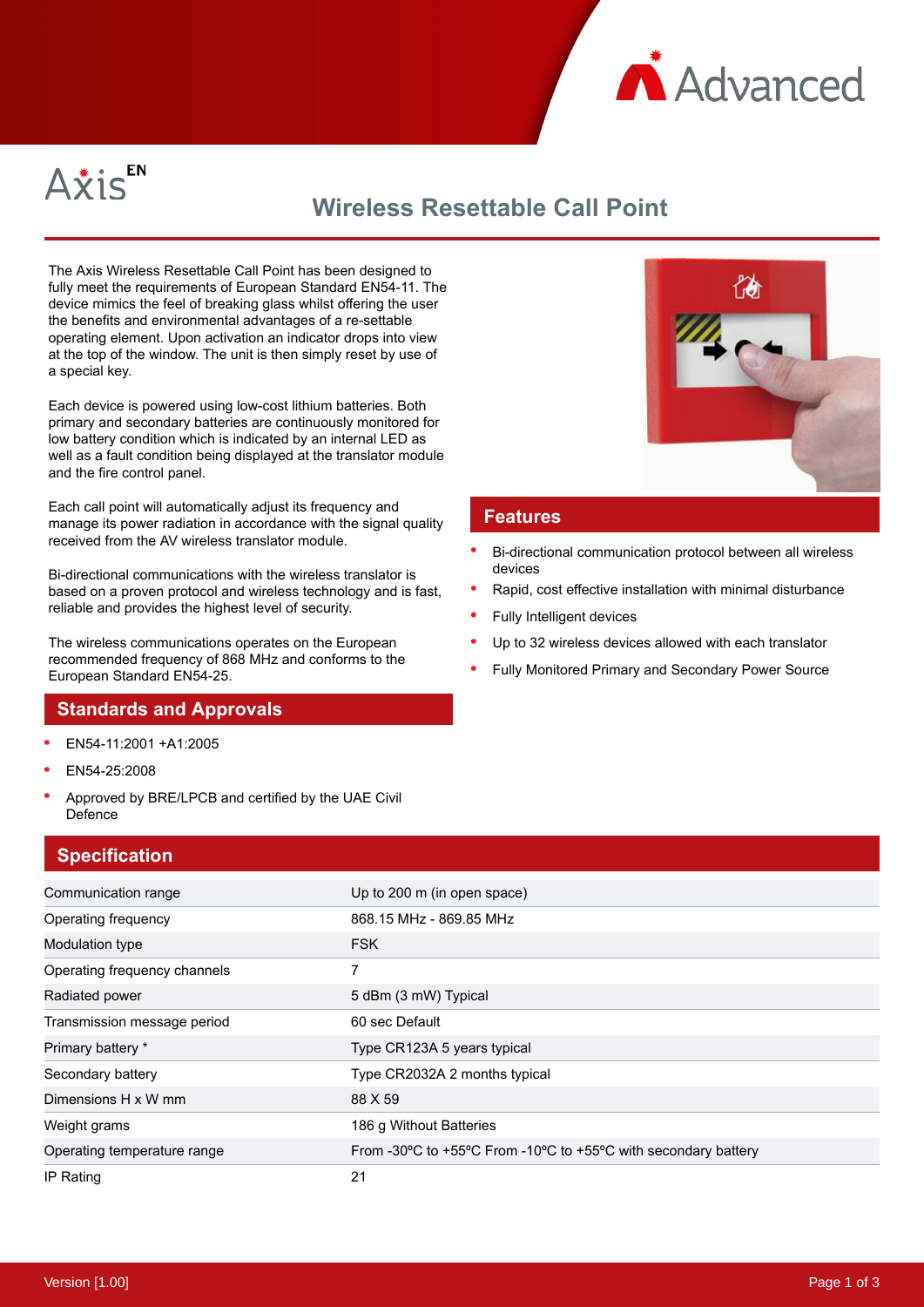Axis EN

# Wireless Resettable Call Point

The Axis Wireless Resettable Call Point has been designed to fully meet the requirements of European Standard EN54-11. The device mimics the feel of breaking glass whilst offering the user the benefits and environmental advantages of a re-settable operating element. Upon activation an indicator drops into view at the top of the window. The unit is then simply reset by use of a special key.

Each device is powered using low-cost lithium batteries. Both primary and secondary batteries are continuously monitored for low battery condition which is indicated by an internal LED as well as a fault condition being displayed at the translator module and the fire control panel.

Each call point will automatically adjust its frequency and manage its power radiation in accordance with the signal quality received from the AV wireless translator module.

Bi-directional communications with the wireless translator is based on a proven protocol and wireless technology and is fast, reliable and provides the highest level of security.

The wireless communications operates on the European recommended frequency of 868 MHz and conforms to the European Standard EN54-25.

## Standards and Approvals

- EN54-11:2001 +A1:2005
- EN54-25:2008
- Approved by BRE/LPCB and certified by the UAE Civil Defence

## Features

- Bi-directional communication protocol between all wireless devices
- Rapid, cost effective installation with minimal disturbance
- Fully Intelligent devices
- Up to 32 wireless devices allowed with each translator
- Fully Monitored Primary and Secondary Power Source

## Specification

| | |
|---|---|
| Communication range | Up to 200 m (in open space) |
| Operating frequency | 868.15 MHz - 869.85 MHz |
| Modulation type | FSK |
| Operating frequency channels | 7 |
| Radiated power | 5 dBm (3 mW) Typical |
| Transmission message period | 60 sec Default |
| Primary battery * | Type CR123A 5 years typical |
| Secondary battery | Type CR2032A 2 months typical |
| Dimensions H x W mm | 88 X 59 |
| Weight grams | 186 g Without Batteries |
| Operating temperature range | From -30ºC to +55ºC From -10ºC to +55ºC with secondary battery |
| IP Rating | 21 |

Version [1.00]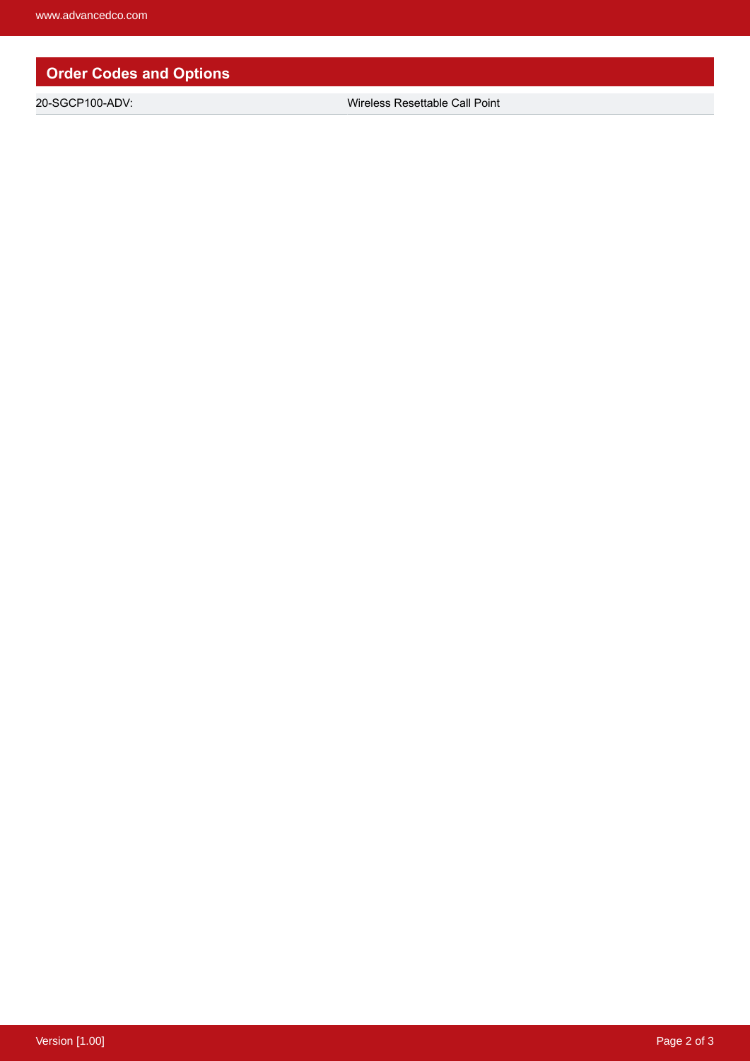## Order Codes and Options

| | |
|---|---|
| 20-SGCP100-ADV: | Wireless Resettable Call Point |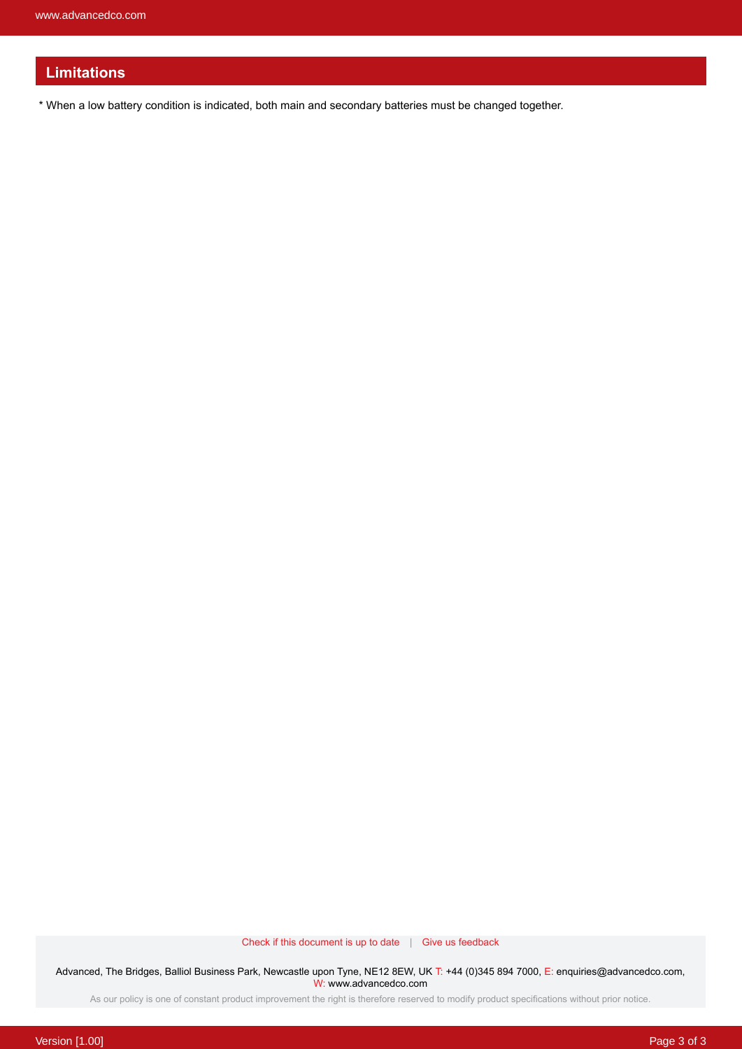## Limitations

* When a low battery condition is indicated, both main and secondary batteries must be changed together.

Check if this document is up to date | Give us feedback

Advanced, The Bridges, Balliol Business Park, Newcastle upon Tyne, NE12 8EW, UK T: +44 (0)345 894 7000, E: enquiries@advancedco.com, W: www.advancedco.com

As our policy is one of constant product improvement the right is therefore reserved to modify product specifications without prior notice.